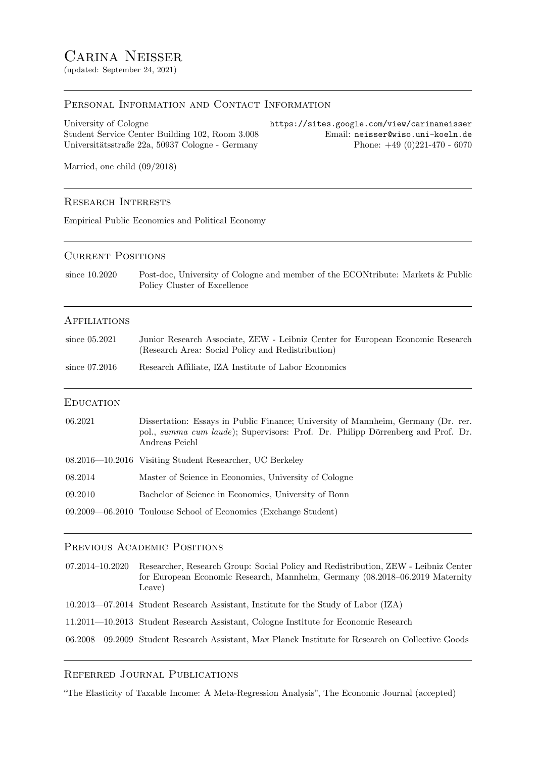# Carina Neisser

(updated: September 24, 2021)

## Personal Information and Contact Information

University of Cologne
Student Service Center Building 102, Room 3.008
Universitätsstraße 22a, 50937 Cologne - Germany

https://sites.google.com/view/carinaneisser
Email: neisser@wiso.uni-koeln.de
Phone: +49 (0)221-470 - 6070

Married, one child (09/2018)

## Research Interests

Empirical Public Economics and Political Economy

## Current Positions

| | |
|---|---|
| since 10.2020 | Post-doc, University of Cologne and member of the ECONtribute: Markets & Public Policy Cluster of Excellence |

## Affiliations

| | |
|---|---|
| since 05.2021 | Junior Research Associate, ZEW - Leibniz Center for European Economic Research (Research Area: Social Policy and Redistribution) |
| since 07.2016 | Research Affiliate, IZA Institute of Labor Economics |

## Education

| | |
|---|---|
| 06.2021 | Dissertation: Essays in Public Finance; University of Mannheim, Germany (Dr. rer. pol., *summa cum laude*); Supervisors: Prof. Dr. Philipp Dörrenberg and Prof. Dr. Andreas Peichl |
| 08.2016—10.2016 | Visiting Student Researcher, UC Berkeley |
| 08.2014 | Master of Science in Economics, University of Cologne |
| 09.2010 | Bachelor of Science in Economics, University of Bonn |
| 09.2009—06.2010 | Toulouse School of Economics (Exchange Student) |

## Previous Academic Positions

| | |
|---|---|
| 07.2014–10.2020 | Researcher, Research Group: Social Policy and Redistribution, ZEW - Leibniz Center for European Economic Research, Mannheim, Germany (08.2018–06.2019 Maternity Leave) |
| 10.2013—07.2014 | Student Research Assistant, Institute for the Study of Labor (IZA) |
| 11.2011—10.2013 | Student Research Assistant, Cologne Institute for Economic Research |
| 06.2008—09.2009 | Student Research Assistant, Max Planck Institute for Research on Collective Goods |

## Referred Journal Publications

"The Elasticity of Taxable Income: A Meta-Regression Analysis", The Economic Journal (accepted)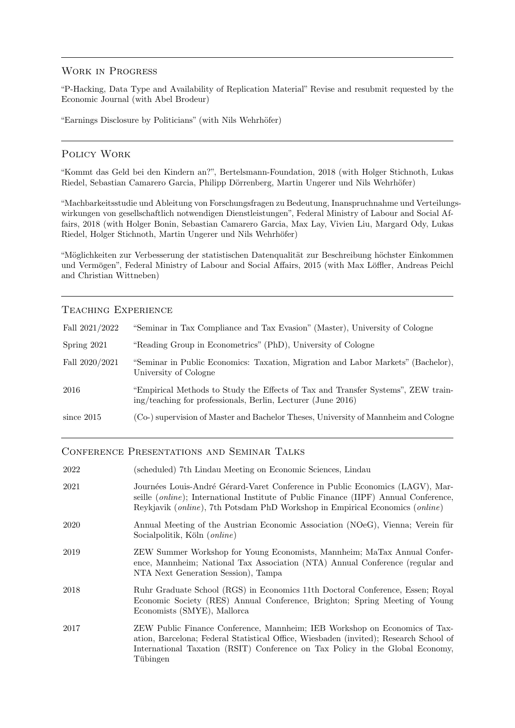## Work in Progress

"P-Hacking, Data Type and Availability of Replication Material" Revise and resubmit requested by the Economic Journal (with Abel Brodeur)

"Earnings Disclosure by Politicians" (with Nils Wehrhöfer)

## Policy Work

"Kommt das Geld bei den Kindern an?", Bertelsmann-Foundation, 2018 (with Holger Stichnoth, Lukas Riedel, Sebastian Camarero Garcia, Philipp Dörrenberg, Martin Ungerer und Nils Wehrhöfer)

"Machbarkeitsstudie und Ableitung von Forschungsfragen zu Bedeutung, Inanspruchnahme und Verteilungswirkungen von gesellschaftlich notwendigen Dienstleistungen", Federal Ministry of Labour and Social Affairs, 2018 (with Holger Bonin, Sebastian Camarero Garcia, Max Lay, Vivien Liu, Margard Ody, Lukas Riedel, Holger Stichnoth, Martin Ungerer und Nils Wehrhöfer)

"Möglichkeiten zur Verbesserung der statistischen Datenqualität zur Beschreibung höchster Einkommen und Vermögen", Federal Ministry of Labour and Social Affairs, 2015 (with Max Löffler, Andreas Peichl and Christian Wittneben)

## Teaching Experience

| | |
|---|---|
| Fall 2021/2022 | "Seminar in Tax Compliance and Tax Evasion" (Master), University of Cologne |
| Spring 2021 | "Reading Group in Econometrics" (PhD), University of Cologne |
| Fall 2020/2021 | "Seminar in Public Economics: Taxation, Migration and Labor Markets" (Bachelor), University of Cologne |
| 2016 | "Empirical Methods to Study the Effects of Tax and Transfer Systems", ZEW training/teaching for professionals, Berlin, Lecturer (June 2016) |
| since 2015 | (Co-) supervision of Master and Bachelor Theses, University of Mannheim and Cologne |

## Conference Presentations and Seminar Talks

| | |
|---|---|
| 2022 | (scheduled) 7th Lindau Meeting on Economic Sciences, Lindau |
| 2021 | Journées Louis-André Gérard-Varet Conference in Public Economics (LAGV), Marseille (*online*); International Institute of Public Finance (IIPF) Annual Conference, Reykjavik (*online*), 7th Potsdam PhD Workshop in Empirical Economics (*online*) |
| 2020 | Annual Meeting of the Austrian Economic Association (NOeG), Vienna; Verein für Socialpolitik, Köln (*online*) |
| 2019 | ZEW Summer Workshop for Young Economists, Mannheim; MaTax Annual Conference, Mannheim; National Tax Association (NTA) Annual Conference (regular and NTA Next Generation Session), Tampa |
| 2018 | Ruhr Graduate School (RGS) in Economics 11th Doctoral Conference, Essen; Royal Economic Society (RES) Annual Conference, Brighton; Spring Meeting of Young Economists (SMYE), Mallorca |
| 2017 | ZEW Public Finance Conference, Mannheim; IEB Workshop on Economics of Taxation, Barcelona; Federal Statistical Office, Wiesbaden (invited); Research School of International Taxation (RSIT) Conference on Tax Policy in the Global Economy, Tübingen |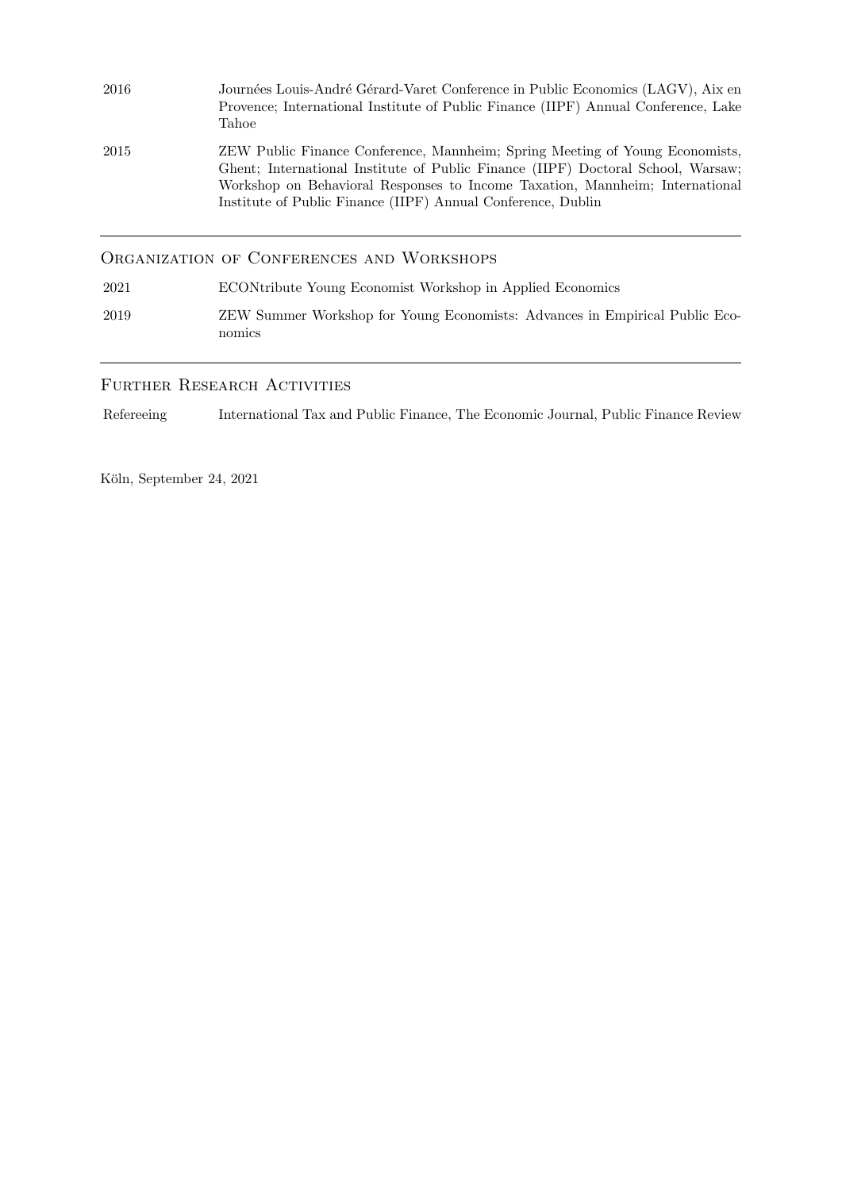| | |
|---|---|
| 2016 | Journées Louis-André Gérard-Varet Conference in Public Economics (LAGV), Aix en Provence; International Institute of Public Finance (IIPF) Annual Conference, Lake Tahoe |
| 2015 | ZEW Public Finance Conference, Mannheim; Spring Meeting of Young Economists, Ghent; International Institute of Public Finance (IIPF) Doctoral School, Warsaw; Workshop on Behavioral Responses to Income Taxation, Mannheim; International Institute of Public Finance (IIPF) Annual Conference, Dublin |

## Organization of Conferences and Workshops

| | |
|---|---|
| 2021 | ECONtribute Young Economist Workshop in Applied Economics |
| 2019 | ZEW Summer Workshop for Young Economists: Advances in Empirical Public Economics |

## Further Research Activities

| | |
|---|---|
| Refereeing | International Tax and Public Finance, The Economic Journal, Public Finance Review |

Köln, September 24, 2021